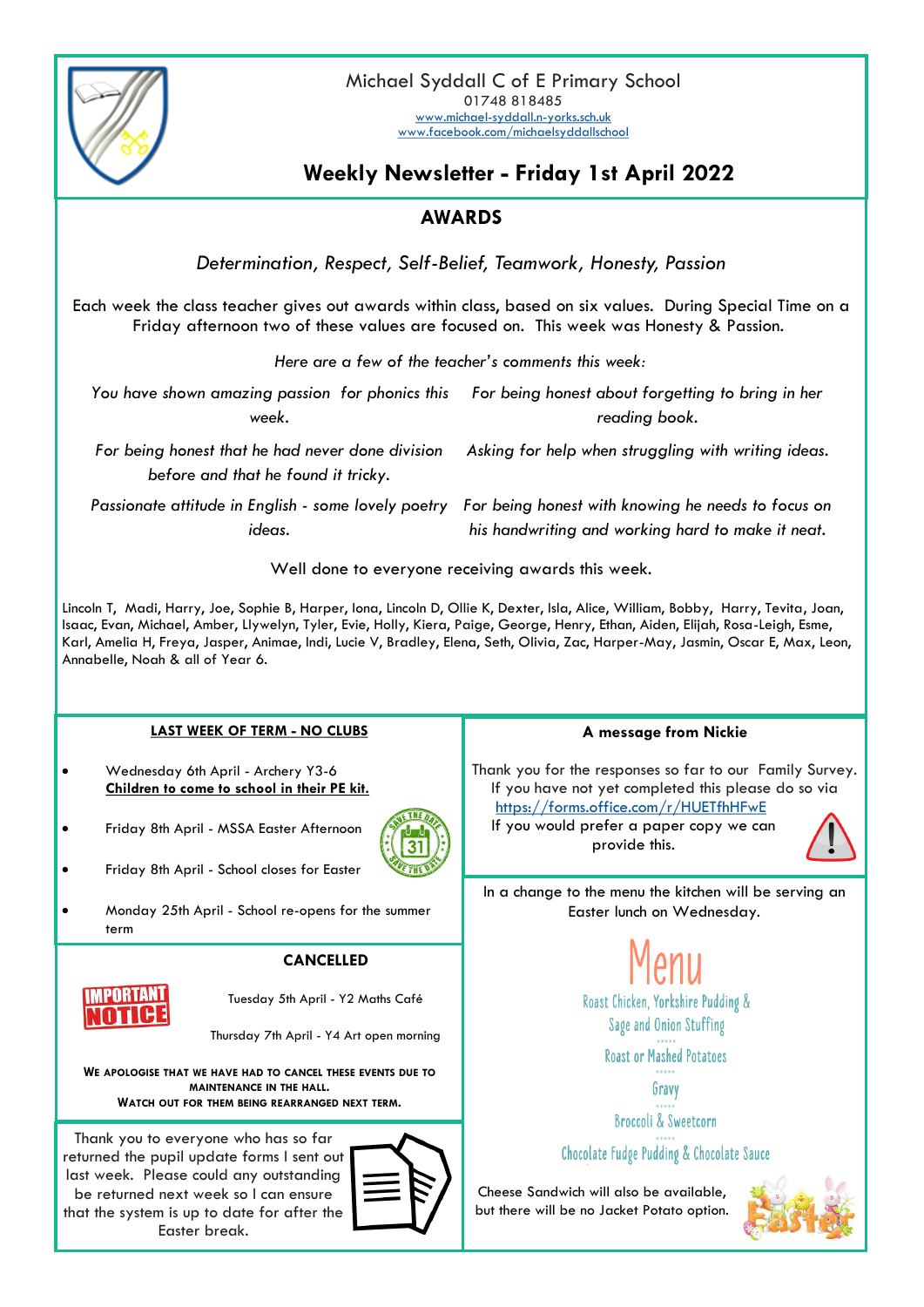# Michael Syddall C of E Primary School

01748 818485

www.michael-syddall.n-yorks.sch.uk

www.facebook.com/michaelsyddallschool

## Weekly Newsletter - Friday 1st April 2022

## AWARDS

*Determination, Respect, Self-Belief, Teamwork, Honesty, Passion*

Each week the class teacher gives out awards within class, based on six values. During Special Time on a Friday afternoon two of these values are focused on. This week was Honesty & Passion.

*Here are a few of the teacher's comments this week:*

*You have shown amazing passion for phonics this week.*

*For being honest about forgetting to bring in her reading book.*

*For being honest that he had never done division before and that he found it tricky.*

*Asking for help when struggling with writing ideas.*

*Passionate attitude in English - some lovely poetry ideas.*

*For being honest with knowing he needs to focus on his handwriting and working hard to make it neat.*

Well done to everyone receiving awards this week.

Lincoln T, Madi, Harry, Joe, Sophie B, Harper, Iona, Lincoln D, Ollie K, Dexter, Isla, Alice, William, Bobby, Harry, Tevita, Joan, Isaac, Evan, Michael, Amber, Llywelyn, Tyler, Evie, Holly, Kiera, Paige, George, Henry, Ethan, Aiden, Elijah, Rosa-Leigh, Esme, Karl, Amelia H, Freya, Jasper, Animae, Indi, Lucie V, Bradley, Elena, Seth, Olivia, Zac, Harper-May, Jasmin, Oscar E, Max, Leon, Annabelle, Noah & all of Year 6.

### LAST WEEK OF TERM - NO CLUBS

- Wednesday 6th April - Archery Y3-6 **Children to come to school in their PE kit.**
- Friday 8th April - MSSA Easter Afternoon
- Friday 8th April - School closes for Easter
- Monday 25th April - School re-opens for the summer term

### CANCELLED

IMPORTANT NOTICE

Tuesday 5th April - Y2 Maths Café

Thursday 7th April - Y4 Art open morning

**WE APOLOGISE THAT WE HAVE HAD TO CANCEL THESE EVENTS DUE TO MAINTENANCE IN THE HALL.**
**WATCH OUT FOR THEM BEING REARRANGED NEXT TERM.**

Thank you to everyone who has so far returned the pupil update forms I sent out last week. Please could any outstanding be returned next week so I can ensure that the system is up to date for after the Easter break.

### A message from Nickie

Thank you for the responses so far to our Family Survey. If you have not yet completed this please do so via https://forms.office.com/r/HUETfhHFwE

If you would prefer a paper copy we can provide this.

In a change to the menu the kitchen will be serving an Easter lunch on Wednesday.

## Menu

Roast Chicken, Yorkshire Pudding & Sage and Onion Stuffing

\*\*\*\*\*

Roast or Mashed Potatoes

\*\*\*\*\*

Gravy

\*\*\*\*\*

Broccoli & Sweetcorn

\*\*\*\*\*

Chocolate Fudge Pudding & Chocolate Sauce

Cheese Sandwich will also be available, but there will be no Jacket Potato option.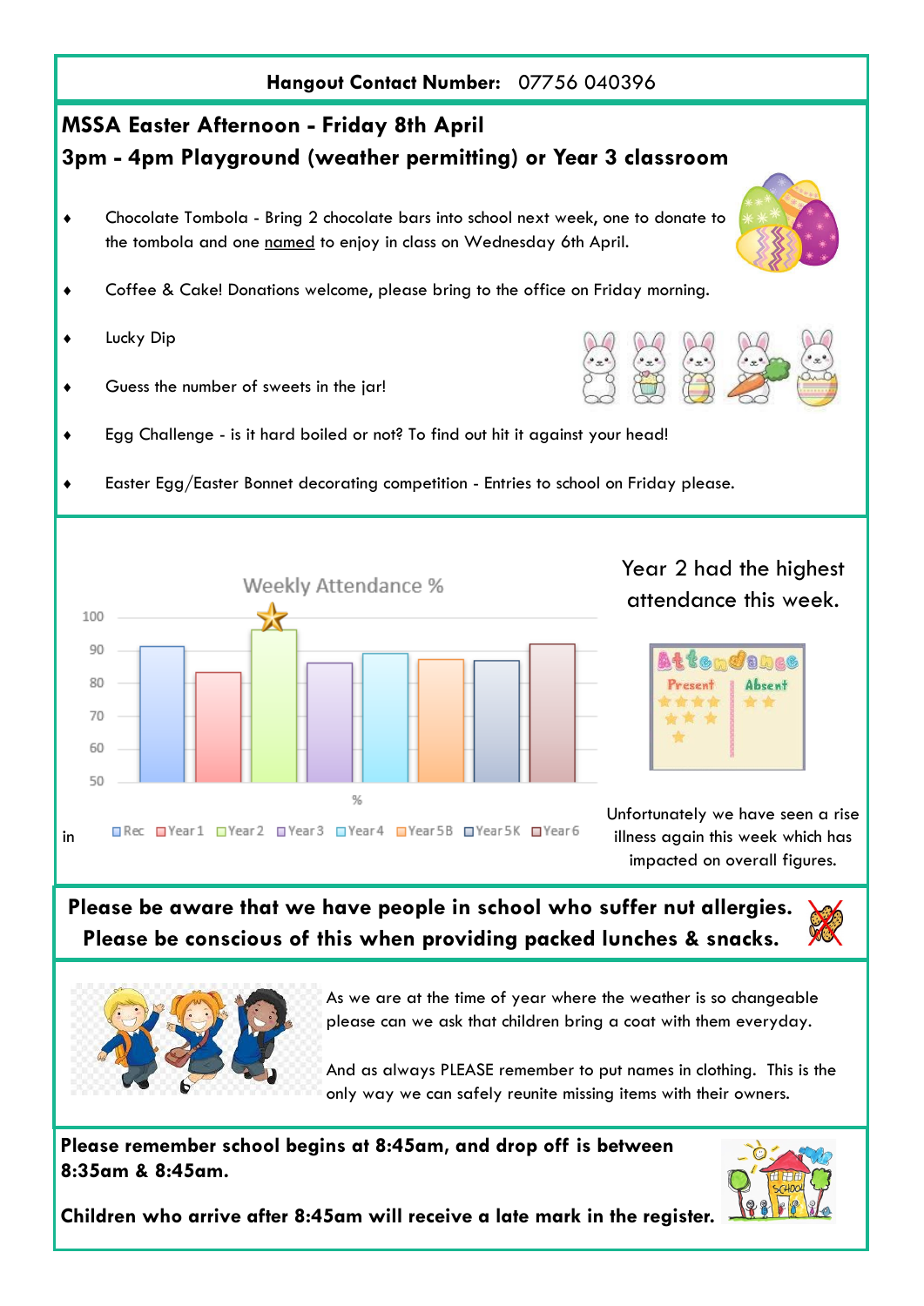**Hangout Contact Number:** 07756 040396

## MSSA Easter Afternoon - Friday 8th April

## 3pm - 4pm Playground (weather permitting) or Year 3 classroom

- Chocolate Tombola - Bring 2 chocolate bars into school next week, one to donate to the tombola and one named to enjoy in class on Wednesday 6th April.
- Coffee & Cake! Donations welcome, please bring to the office on Friday morning.
- Lucky Dip
- Guess the number of sweets in the jar!
- Egg Challenge - is it hard boiled or not? To find out hit it against your head!
- Easter Egg/Easter Bonnet decorating competition - Entries to school on Friday please.

Weekly Attendance %

100
90
80
70
60
50

%

Rec Year 1 Year 2 Year 3 Year 4 Year 5B Year 5K Year 6

in

Year 2 had the highest attendance this week.

Attendance
Present Absent

Unfortunately we have seen a rise illness again this week which has impacted on overall figures.

**Please be aware that we have people in school who suffer nut allergies. Please be conscious of this when providing packed lunches & snacks.**

As we are at the time of year where the weather is so changeable please can we ask that children bring a coat with them everyday.

And as always PLEASE remember to put names in clothing. This is the only way we can safely reunite missing items with their owners.

**Please remember school begins at 8:45am, and drop off is between 8:35am & 8:45am.**

**Children who arrive after 8:45am will receive a late mark in the register.**